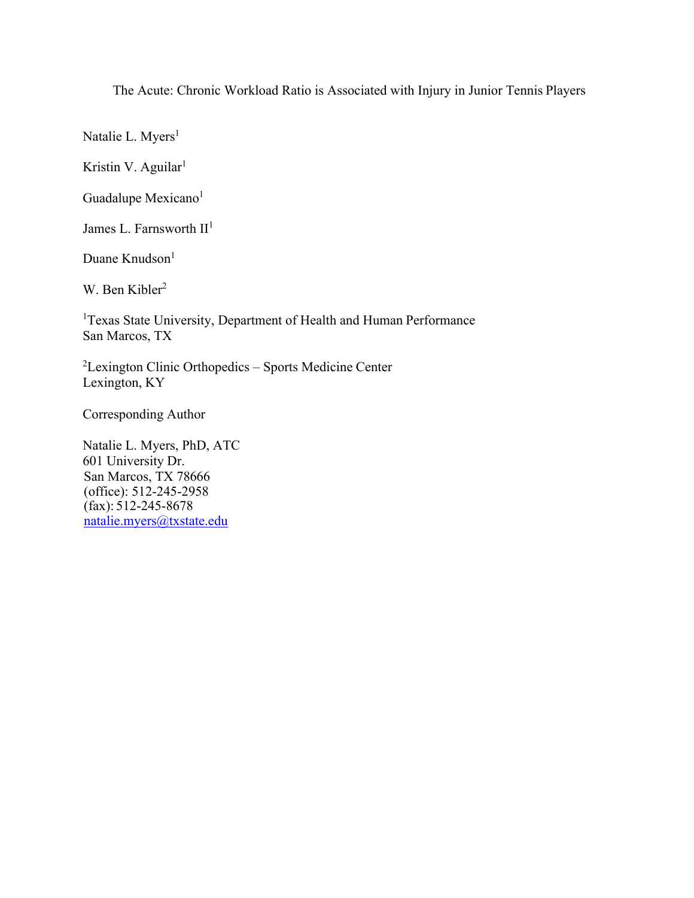# The Acute: Chronic Workload Ratio is Associated with Injury in Junior Tennis Players

Natalie L. Myers[1]

Kristin V. Aguilar[1]

Guadalupe Mexicano[1]

James L. Farnsworth II[1]

Duane Knudson[1]

W. Ben Kibler[2]

[1]Texas State University, Department of Health and Human Performance
San Marcos, TX

[2]Lexington Clinic Orthopedics – Sports Medicine Center
Lexington, KY

Corresponding Author

Natalie L. Myers, PhD, ATC
601 University Dr.
San Marcos, TX 78666
(office): 512-245-2958
(fax): 512-245-8678
natalie.myers@txstate.edu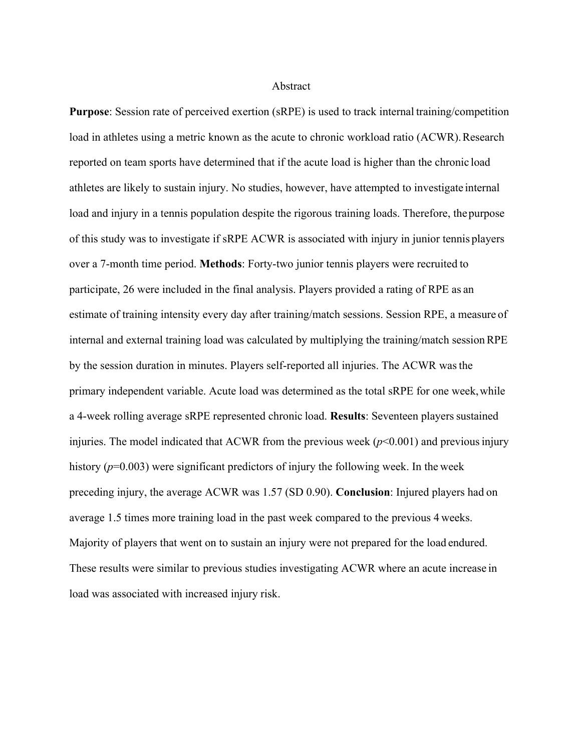# Abstract

**Purpose**: Session rate of perceived exertion (sRPE) is used to track internal training/competition load in athletes using a metric known as the acute to chronic workload ratio (ACWR). Research reported on team sports have determined that if the acute load is higher than the chronic load athletes are likely to sustain injury. No studies, however, have attempted to investigate internal load and injury in a tennis population despite the rigorous training loads. Therefore, the purpose of this study was to investigate if sRPE ACWR is associated with injury in junior tennis players over a 7-month time period. **Methods**: Forty-two junior tennis players were recruited to participate, 26 were included in the final analysis. Players provided a rating of RPE as an estimate of training intensity every day after training/match sessions. Session RPE, a measure of internal and external training load was calculated by multiplying the training/match session RPE by the session duration in minutes. Players self-reported all injuries. The ACWR was the primary independent variable. Acute load was determined as the total sRPE for one week, while a 4-week rolling average sRPE represented chronic load. **Results**: Seventeen players sustained injuries. The model indicated that ACWR from the previous week ($p$<0.001) and previous injury history ($p$=0.003) were significant predictors of injury the following week. In the week preceding injury, the average ACWR was 1.57 (SD 0.90). **Conclusion**: Injured players had on average 1.5 times more training load in the past week compared to the previous 4 weeks. Majority of players that went on to sustain an injury were not prepared for the load endured. These results were similar to previous studies investigating ACWR where an acute increase in load was associated with increased injury risk.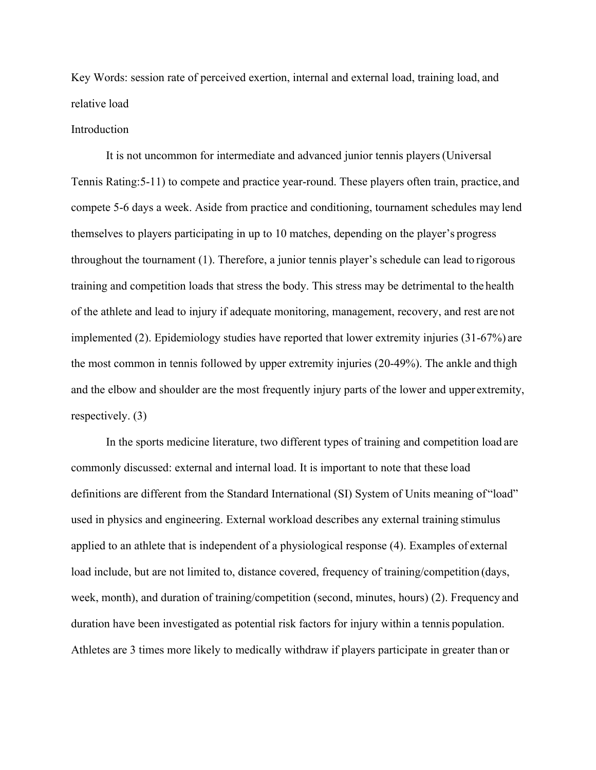Key Words: session rate of perceived exertion, internal and external load, training load, and relative load

## Introduction

It is not uncommon for intermediate and advanced junior tennis players (Universal Tennis Rating:5-11) to compete and practice year-round. These players often train, practice, and compete 5-6 days a week. Aside from practice and conditioning, tournament schedules may lend themselves to players participating in up to 10 matches, depending on the player's progress throughout the tournament (1). Therefore, a junior tennis player's schedule can lead to rigorous training and competition loads that stress the body. This stress may be detrimental to the health of the athlete and lead to injury if adequate monitoring, management, recovery, and rest are not implemented (2). Epidemiology studies have reported that lower extremity injuries (31-67%) are the most common in tennis followed by upper extremity injuries (20-49%). The ankle and thigh and the elbow and shoulder are the most frequently injury parts of the lower and upper extremity, respectively. (3)

In the sports medicine literature, two different types of training and competition load are commonly discussed: external and internal load. It is important to note that these load definitions are different from the Standard International (SI) System of Units meaning of "load" used in physics and engineering. External workload describes any external training stimulus applied to an athlete that is independent of a physiological response (4). Examples of external load include, but are not limited to, distance covered, frequency of training/competition (days, week, month), and duration of training/competition (second, minutes, hours) (2). Frequency and duration have been investigated as potential risk factors for injury within a tennis population. Athletes are 3 times more likely to medically withdraw if players participate in greater than or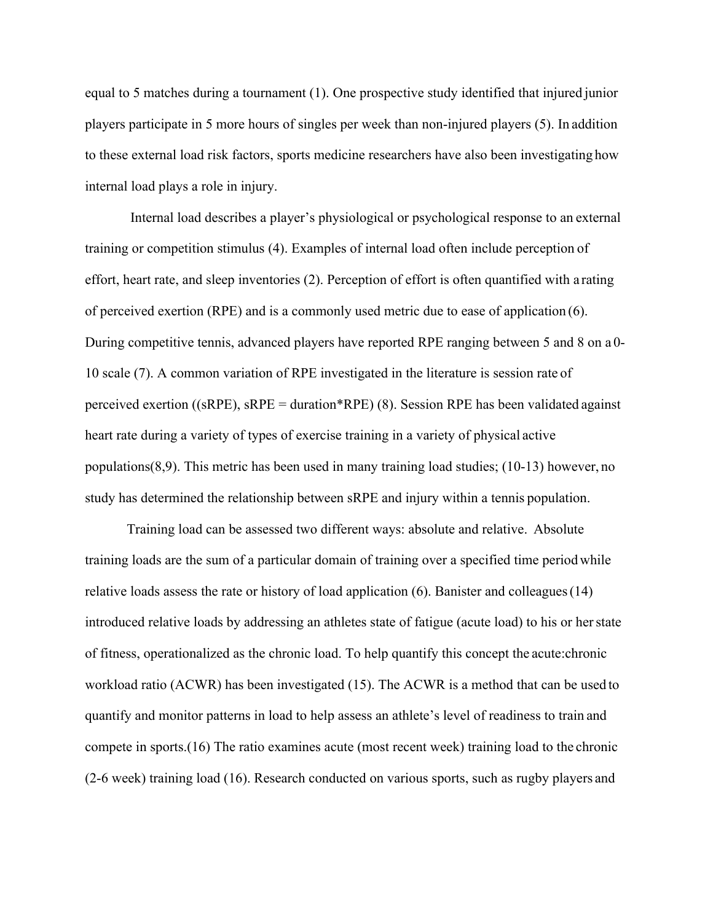equal to 5 matches during a tournament (1). One prospective study identified that injured junior players participate in 5 more hours of singles per week than non-injured players (5). In addition to these external load risk factors, sports medicine researchers have also been investigating how internal load plays a role in injury.

Internal load describes a player's physiological or psychological response to an external training or competition stimulus (4). Examples of internal load often include perception of effort, heart rate, and sleep inventories (2). Perception of effort is often quantified with a rating of perceived exertion (RPE) and is a commonly used metric due to ease of application (6). During competitive tennis, advanced players have reported RPE ranging between 5 and 8 on a 0-10 scale (7). A common variation of RPE investigated in the literature is session rate of perceived exertion ((sRPE), sRPE = duration*RPE) (8). Session RPE has been validated against heart rate during a variety of types of exercise training in a variety of physical active populations(8,9). This metric has been used in many training load studies; (10-13) however, no study has determined the relationship between sRPE and injury within a tennis population.

Training load can be assessed two different ways: absolute and relative. Absolute training loads are the sum of a particular domain of training over a specified time period while relative loads assess the rate or history of load application (6). Banister and colleagues (14) introduced relative loads by addressing an athletes state of fatigue (acute load) to his or her state of fitness, operationalized as the chronic load. To help quantify this concept the acute:chronic workload ratio (ACWR) has been investigated (15). The ACWR is a method that can be used to quantify and monitor patterns in load to help assess an athlete's level of readiness to train and compete in sports.(16) The ratio examines acute (most recent week) training load to the chronic (2-6 week) training load (16). Research conducted on various sports, such as rugby players and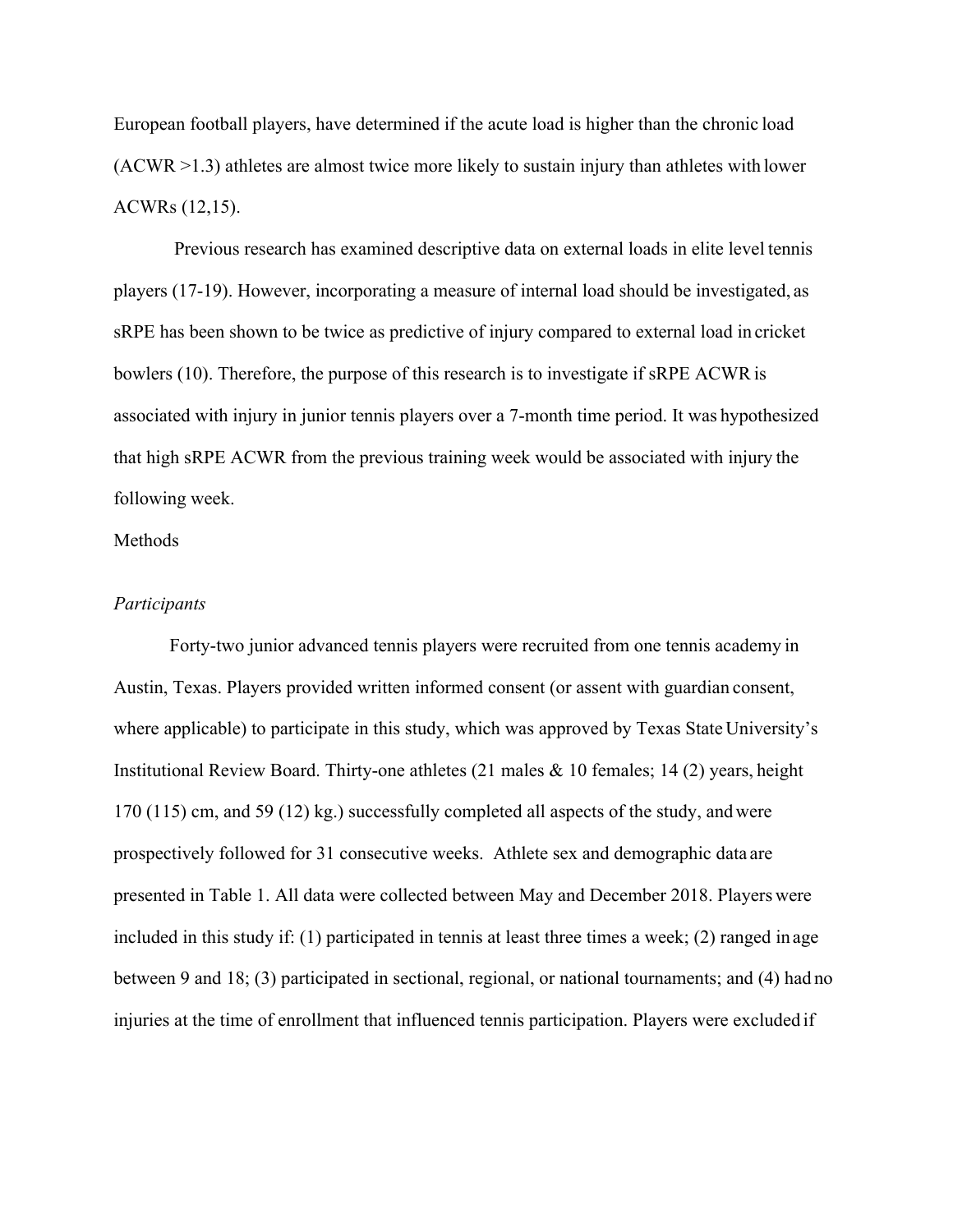European football players, have determined if the acute load is higher than the chronic load (ACWR >1.3) athletes are almost twice more likely to sustain injury than athletes with lower ACWRs (12,15).

Previous research has examined descriptive data on external loads in elite level tennis players (17-19). However, incorporating a measure of internal load should be investigated, as sRPE has been shown to be twice as predictive of injury compared to external load in cricket bowlers (10). Therefore, the purpose of this research is to investigate if sRPE ACWR is associated with injury in junior tennis players over a 7-month time period. It was hypothesized that high sRPE ACWR from the previous training week would be associated with injury the following week.

## Methods

### *Participants*

Forty-two junior advanced tennis players were recruited from one tennis academy in Austin, Texas. Players provided written informed consent (or assent with guardian consent, where applicable) to participate in this study, which was approved by Texas State University's Institutional Review Board. Thirty-one athletes (21 males & 10 females; 14 (2) years, height 170 (115) cm, and 59 (12) kg.) successfully completed all aspects of the study, and were prospectively followed for 31 consecutive weeks. Athlete sex and demographic data are presented in Table 1. All data were collected between May and December 2018. Players were included in this study if: (1) participated in tennis at least three times a week; (2) ranged in age between 9 and 18; (3) participated in sectional, regional, or national tournaments; and (4) had no injuries at the time of enrollment that influenced tennis participation. Players were excluded if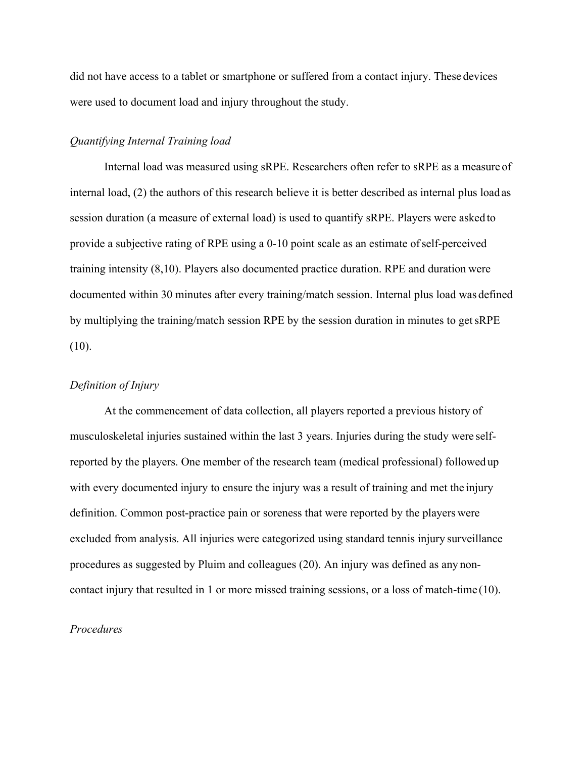did not have access to a tablet or smartphone or suffered from a contact injury. These devices were used to document load and injury throughout the study.

*Quantifying Internal Training load*

Internal load was measured using sRPE. Researchers often refer to sRPE as a measure of internal load, (2) the authors of this research believe it is better described as internal plus load as session duration (a measure of external load) is used to quantify sRPE. Players were asked to provide a subjective rating of RPE using a 0-10 point scale as an estimate of self-perceived training intensity (8,10). Players also documented practice duration. RPE and duration were documented within 30 minutes after every training/match session. Internal plus load was defined by multiplying the training/match session RPE by the session duration in minutes to get sRPE (10).

*Definition of Injury*

At the commencement of data collection, all players reported a previous history of musculoskeletal injuries sustained within the last 3 years. Injuries during the study were self-reported by the players. One member of the research team (medical professional) followed up with every documented injury to ensure the injury was a result of training and met the injury definition. Common post-practice pain or soreness that were reported by the players were excluded from analysis. All injuries were categorized using standard tennis injury surveillance procedures as suggested by Pluim and colleagues (20). An injury was defined as any non-contact injury that resulted in 1 or more missed training sessions, or a loss of match-time (10).

*Procedures*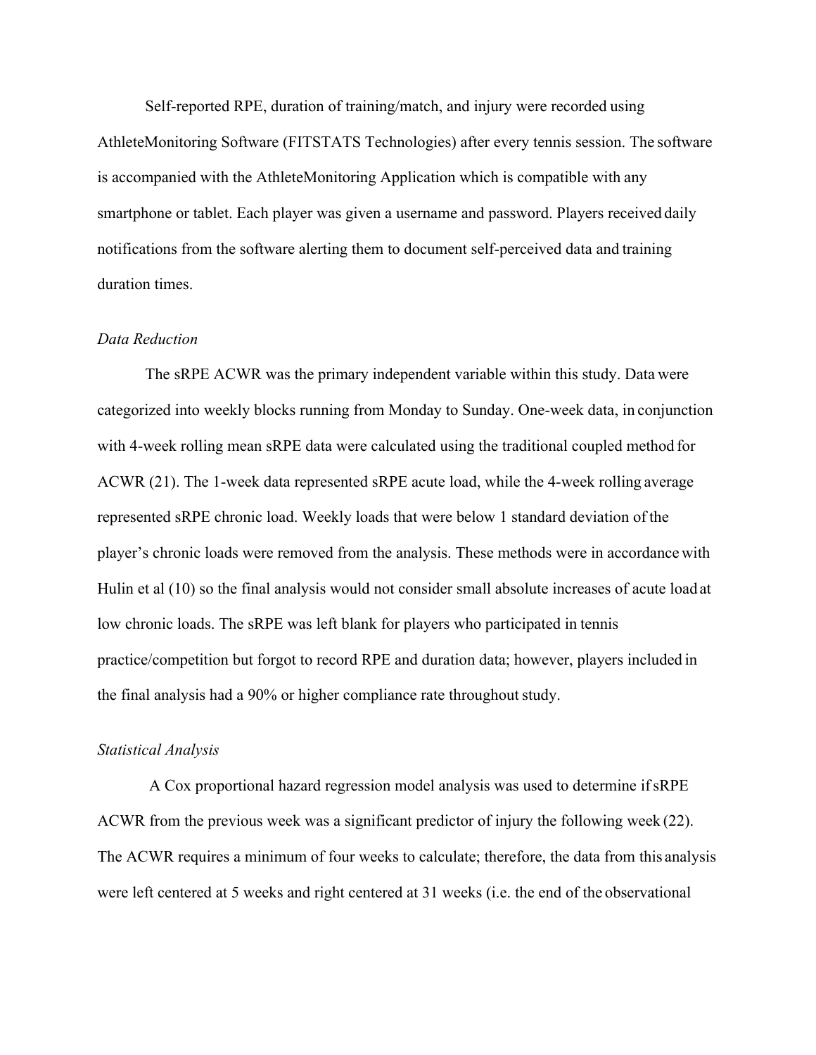Self-reported RPE, duration of training/match, and injury were recorded using AthleteMonitoring Software (FITSTATS Technologies) after every tennis session. The software is accompanied with the AthleteMonitoring Application which is compatible with any smartphone or tablet. Each player was given a username and password. Players received daily notifications from the software alerting them to document self-perceived data and training duration times.

*Data Reduction*

The sRPE ACWR was the primary independent variable within this study. Data were categorized into weekly blocks running from Monday to Sunday. One-week data, in conjunction with 4-week rolling mean sRPE data were calculated using the traditional coupled method for ACWR (21). The 1-week data represented sRPE acute load, while the 4-week rolling average represented sRPE chronic load. Weekly loads that were below 1 standard deviation of the player's chronic loads were removed from the analysis. These methods were in accordance with Hulin et al (10) so the final analysis would not consider small absolute increases of acute load at low chronic loads. The sRPE was left blank for players who participated in tennis practice/competition but forgot to record RPE and duration data; however, players included in the final analysis had a 90% or higher compliance rate throughout study.

*Statistical Analysis*

A Cox proportional hazard regression model analysis was used to determine if sRPE ACWR from the previous week was a significant predictor of injury the following week (22). The ACWR requires a minimum of four weeks to calculate; therefore, the data from this analysis were left centered at 5 weeks and right centered at 31 weeks (i.e. the end of the observational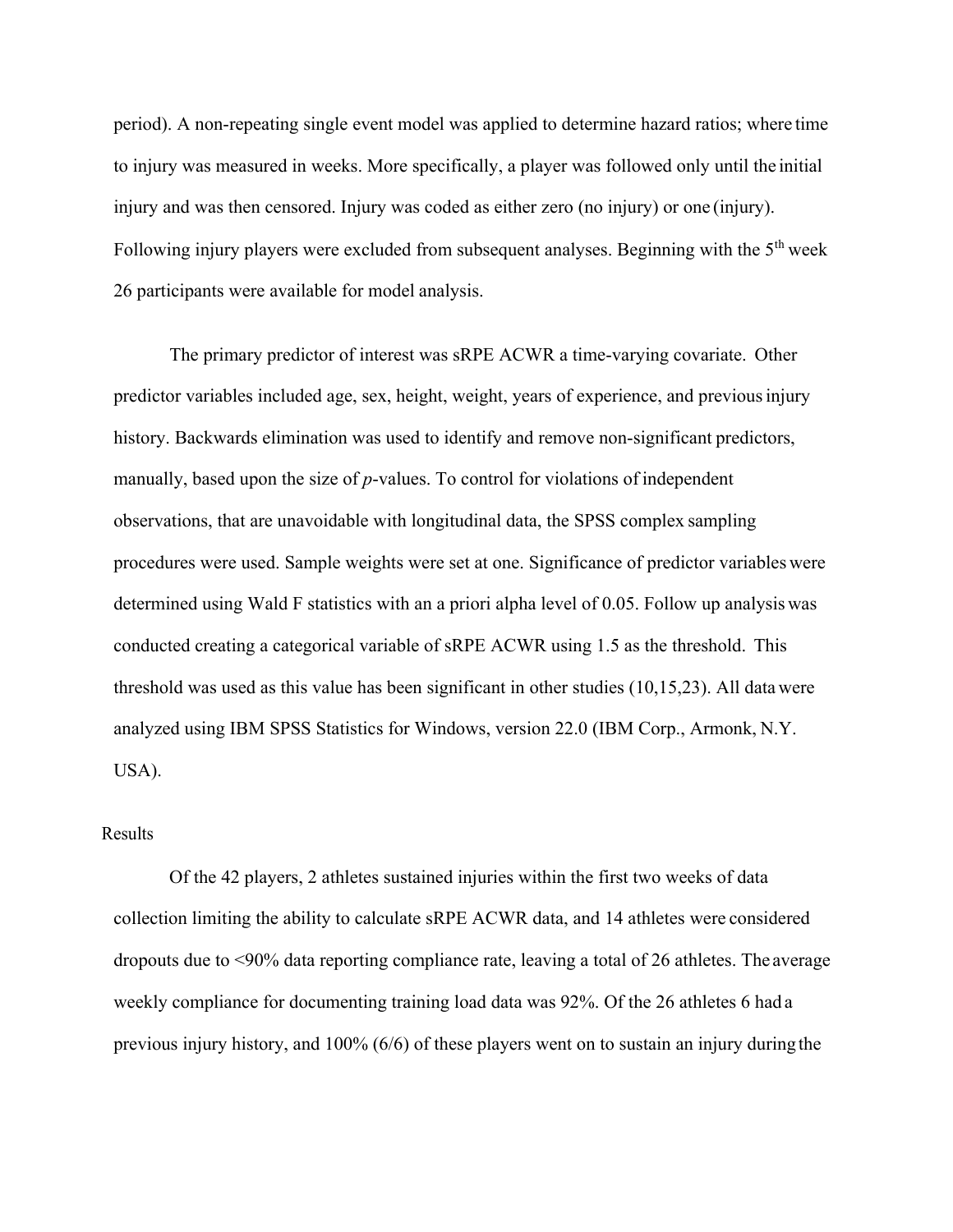period). A non-repeating single event model was applied to determine hazard ratios; where time to injury was measured in weeks. More specifically, a player was followed only until the initial injury and was then censored. Injury was coded as either zero (no injury) or one (injury). Following injury players were excluded from subsequent analyses. Beginning with the 5th week 26 participants were available for model analysis.

The primary predictor of interest was sRPE ACWR a time-varying covariate. Other predictor variables included age, sex, height, weight, years of experience, and previous injury history. Backwards elimination was used to identify and remove non-significant predictors, manually, based upon the size of *p*-values. To control for violations of independent observations, that are unavoidable with longitudinal data, the SPSS complex sampling procedures were used. Sample weights were set at one. Significance of predictor variables were determined using Wald F statistics with an a priori alpha level of 0.05. Follow up analysis was conducted creating a categorical variable of sRPE ACWR using 1.5 as the threshold. This threshold was used as this value has been significant in other studies (10,15,23). All data were analyzed using IBM SPSS Statistics for Windows, version 22.0 (IBM Corp., Armonk, N.Y. USA).

## Results

Of the 42 players, 2 athletes sustained injuries within the first two weeks of data collection limiting the ability to calculate sRPE ACWR data, and 14 athletes were considered dropouts due to <90% data reporting compliance rate, leaving a total of 26 athletes. The average weekly compliance for documenting training load data was 92%. Of the 26 athletes 6 had a previous injury history, and 100% (6/6) of these players went on to sustain an injury during the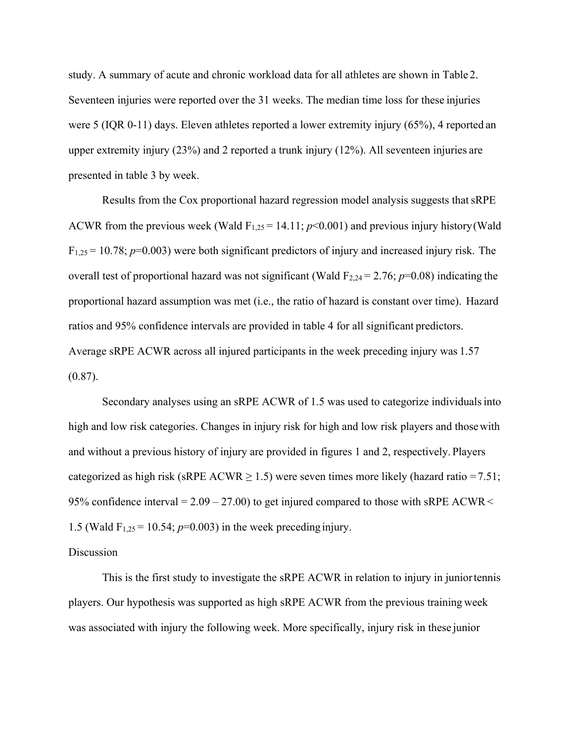study. A summary of acute and chronic workload data for all athletes are shown in Table 2. Seventeen injuries were reported over the 31 weeks. The median time loss for these injuries were 5 (IQR 0-11) days. Eleven athletes reported a lower extremity injury (65%), 4 reported an upper extremity injury (23%) and 2 reported a trunk injury (12%). All seventeen injuries are presented in table 3 by week.

Results from the Cox proportional hazard regression model analysis suggests that sRPE ACWR from the previous week (Wald $F_{1,25} = 14.11$; $p<0.001$) and previous injury history (Wald $F_{1,25} = 10.78$; $p=0.003$) were both significant predictors of injury and increased injury risk. The overall test of proportional hazard was not significant (Wald $F_{2,24} = 2.76$; $p=0.08$) indicating the proportional hazard assumption was met (i.e., the ratio of hazard is constant over time). Hazard ratios and 95% confidence intervals are provided in table 4 for all significant predictors. Average sRPE ACWR across all injured participants in the week preceding injury was 1.57 (0.87).

Secondary analyses using an sRPE ACWR of 1.5 was used to categorize individuals into high and low risk categories. Changes in injury risk for high and low risk players and those with and without a previous history of injury are provided in figures 1 and 2, respectively. Players categorized as high risk (sRPE ACWR $\geq 1.5$) were seven times more likely (hazard ratio = 7.51; 95% confidence interval = 2.09 – 27.00) to get injured compared to those with sRPE ACWR < 1.5 (Wald $F_{1,25} = 10.54$; $p=0.003$) in the week preceding injury.

## Discussion

This is the first study to investigate the sRPE ACWR in relation to injury in junior tennis players. Our hypothesis was supported as high sRPE ACWR from the previous training week was associated with injury the following week. More specifically, injury risk in these junior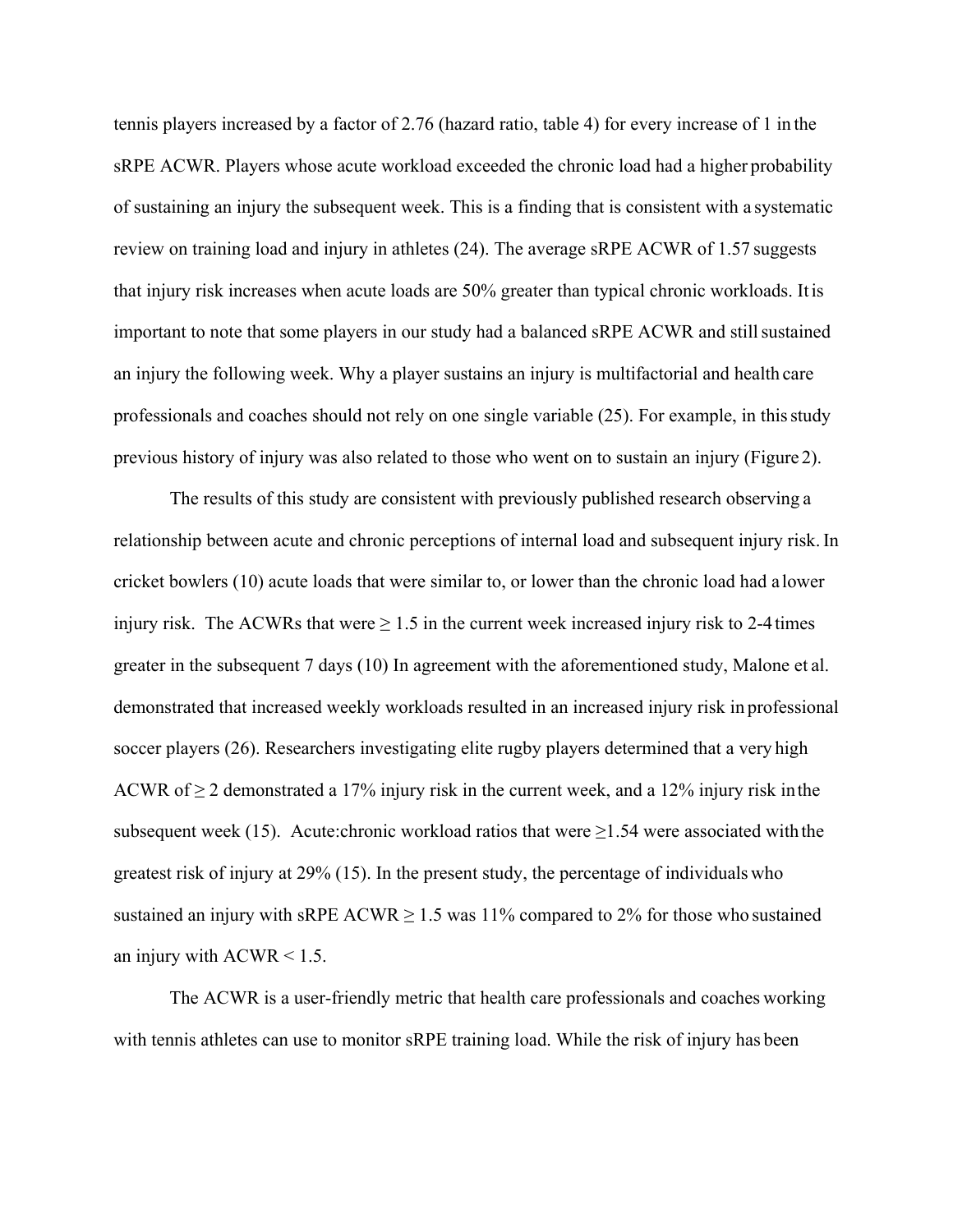tennis players increased by a factor of 2.76 (hazard ratio, table 4) for every increase of 1 in the sRPE ACWR. Players whose acute workload exceeded the chronic load had a higher probability of sustaining an injury the subsequent week. This is a finding that is consistent with a systematic review on training load and injury in athletes (24). The average sRPE ACWR of 1.57 suggests that injury risk increases when acute loads are 50% greater than typical chronic workloads. It is important to note that some players in our study had a balanced sRPE ACWR and still sustained an injury the following week. Why a player sustains an injury is multifactorial and health care professionals and coaches should not rely on one single variable (25). For example, in this study previous history of injury was also related to those who went on to sustain an injury (Figure 2).

The results of this study are consistent with previously published research observing a relationship between acute and chronic perceptions of internal load and subsequent injury risk. In cricket bowlers (10) acute loads that were similar to, or lower than the chronic load had a lower injury risk. The ACWRs that were $\geq 1.5$ in the current week increased injury risk to 2-4 times greater in the subsequent 7 days (10) In agreement with the aforementioned study, Malone et al. demonstrated that increased weekly workloads resulted in an increased injury risk in professional soccer players (26). Researchers investigating elite rugby players determined that a very high ACWR of $\geq 2$ demonstrated a 17% injury risk in the current week, and a 12% injury risk in the subsequent week (15). Acute:chronic workload ratios that were $\geq 1.54$ were associated with the greatest risk of injury at 29% (15). In the present study, the percentage of individuals who sustained an injury with sRPE ACWR $\geq 1.5$ was 11% compared to 2% for those who sustained an injury with ACWR < 1.5.

The ACWR is a user-friendly metric that health care professionals and coaches working with tennis athletes can use to monitor sRPE training load. While the risk of injury has been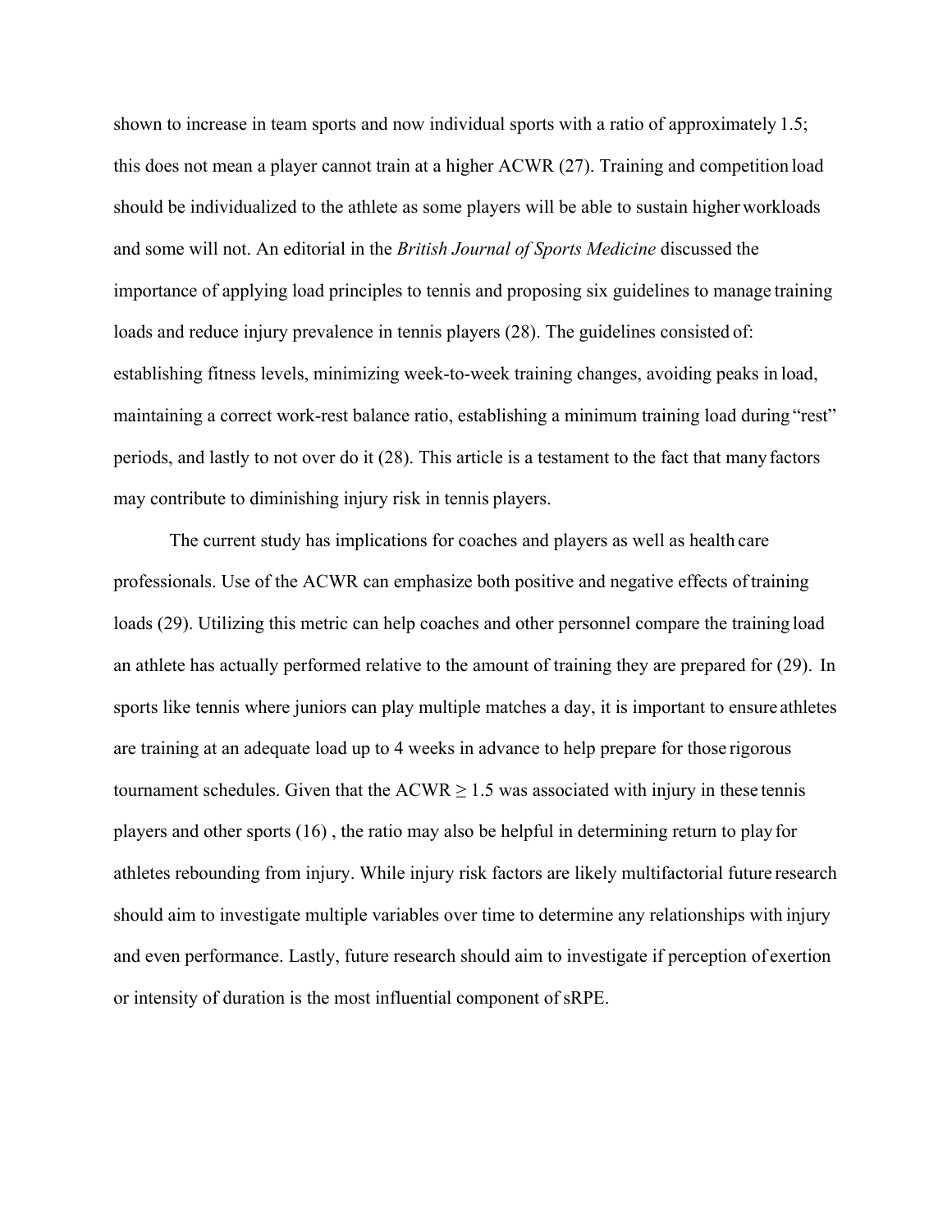shown to increase in team sports and now individual sports with a ratio of approximately 1.5; this does not mean a player cannot train at a higher ACWR (27). Training and competition load should be individualized to the athlete as some players will be able to sustain higher workloads and some will not. An editorial in the *British Journal of Sports Medicine* discussed the importance of applying load principles to tennis and proposing six guidelines to manage training loads and reduce injury prevalence in tennis players (28). The guidelines consisted of: establishing fitness levels, minimizing week-to-week training changes, avoiding peaks in load, maintaining a correct work-rest balance ratio, establishing a minimum training load during "rest" periods, and lastly to not over do it (28). This article is a testament to the fact that many factors may contribute to diminishing injury risk in tennis players.

The current study has implications for coaches and players as well as health care professionals. Use of the ACWR can emphasize both positive and negative effects of training loads (29). Utilizing this metric can help coaches and other personnel compare the training load an athlete has actually performed relative to the amount of training they are prepared for (29). In sports like tennis where juniors can play multiple matches a day, it is important to ensure athletes are training at an adequate load up to 4 weeks in advance to help prepare for those rigorous tournament schedules. Given that the ACWR $\geq 1.5$ was associated with injury in these tennis players and other sports (16) , the ratio may also be helpful in determining return to play for athletes rebounding from injury. While injury risk factors are likely multifactorial future research should aim to investigate multiple variables over time to determine any relationships with injury and even performance. Lastly, future research should aim to investigate if perception of exertion or intensity of duration is the most influential component of sRPE.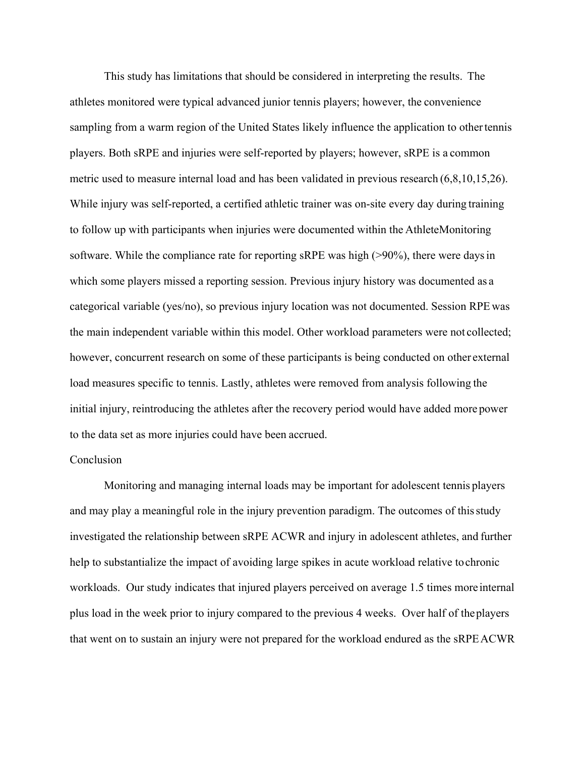This study has limitations that should be considered in interpreting the results. The athletes monitored were typical advanced junior tennis players; however, the convenience sampling from a warm region of the United States likely influence the application to other tennis players. Both sRPE and injuries were self-reported by players; however, sRPE is a common metric used to measure internal load and has been validated in previous research (6,8,10,15,26). While injury was self-reported, a certified athletic trainer was on-site every day during training to follow up with participants when injuries were documented within the AthleteMonitoring software. While the compliance rate for reporting sRPE was high (>90%), there were days in which some players missed a reporting session. Previous injury history was documented as a categorical variable (yes/no), so previous injury location was not documented. Session RPE was the main independent variable within this model. Other workload parameters were not collected; however, concurrent research on some of these participants is being conducted on other external load measures specific to tennis. Lastly, athletes were removed from analysis following the initial injury, reintroducing the athletes after the recovery period would have added more power to the data set as more injuries could have been accrued.

## Conclusion

Monitoring and managing internal loads may be important for adolescent tennis players and may play a meaningful role in the injury prevention paradigm. The outcomes of this study investigated the relationship between sRPE ACWR and injury in adolescent athletes, and further help to substantialize the impact of avoiding large spikes in acute workload relative to chronic workloads. Our study indicates that injured players perceived on average 1.5 times more internal plus load in the week prior to injury compared to the previous 4 weeks. Over half of the players that went on to sustain an injury were not prepared for the workload endured as the sRPE ACWR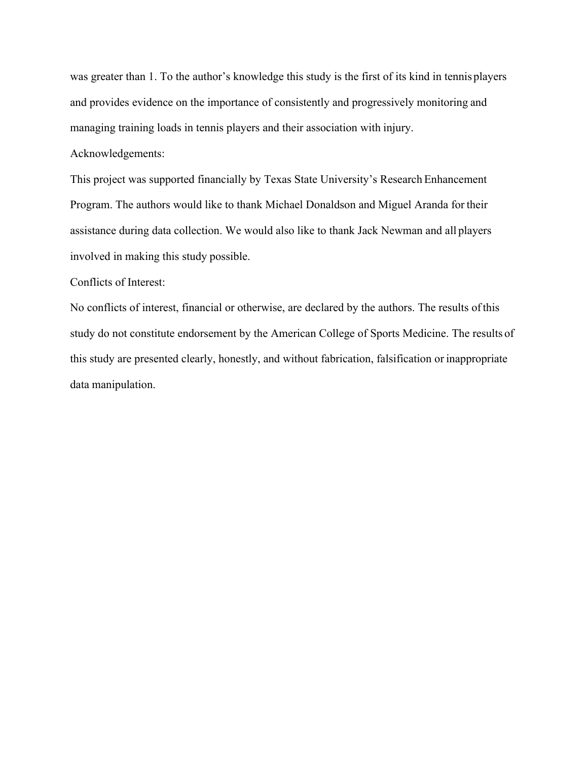was greater than 1. To the author's knowledge this study is the first of its kind in tennis players and provides evidence on the importance of consistently and progressively monitoring and managing training loads in tennis players and their association with injury.

Acknowledgements:

This project was supported financially by Texas State University's Research Enhancement Program. The authors would like to thank Michael Donaldson and Miguel Aranda for their assistance during data collection. We would also like to thank Jack Newman and all players involved in making this study possible.

Conflicts of Interest:

No conflicts of interest, financial or otherwise, are declared by the authors. The results of this study do not constitute endorsement by the American College of Sports Medicine. The results of this study are presented clearly, honestly, and without fabrication, falsification or inappropriate data manipulation.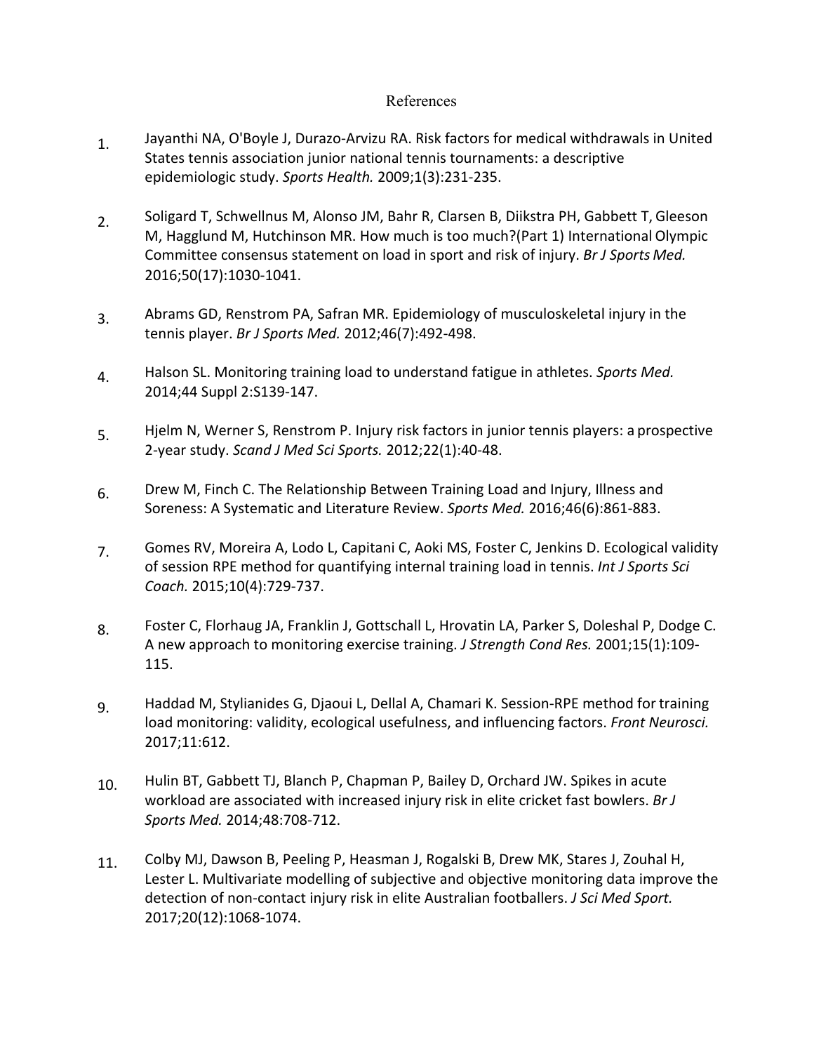# References

1. Jayanthi NA, O'Boyle J, Durazo-Arvizu RA. Risk factors for medical withdrawals in United States tennis association junior national tennis tournaments: a descriptive epidemiologic study. *Sports Health.* 2009;1(3):231-235.

2. Soligard T, Schwellnus M, Alonso JM, Bahr R, Clarsen B, Diikstra PH, Gabbett T, Gleeson M, Hagglund M, Hutchinson MR. How much is too much?(Part 1) International Olympic Committee consensus statement on load in sport and risk of injury. *Br J Sports Med.* 2016;50(17):1030-1041.

3. Abrams GD, Renstrom PA, Safran MR. Epidemiology of musculoskeletal injury in the tennis player. *Br J Sports Med.* 2012;46(7):492-498.

4. Halson SL. Monitoring training load to understand fatigue in athletes. *Sports Med.* 2014;44 Suppl 2:S139-147.

5. Hjelm N, Werner S, Renstrom P. Injury risk factors in junior tennis players: a prospective 2-year study. *Scand J Med Sci Sports.* 2012;22(1):40-48.

6. Drew M, Finch C. The Relationship Between Training Load and Injury, Illness and Soreness: A Systematic and Literature Review. *Sports Med.* 2016;46(6):861-883.

7. Gomes RV, Moreira A, Lodo L, Capitani C, Aoki MS, Foster C, Jenkins D. Ecological validity of session RPE method for quantifying internal training load in tennis. *Int J Sports Sci Coach.* 2015;10(4):729-737.

8. Foster C, Florhaug JA, Franklin J, Gottschall L, Hrovatin LA, Parker S, Doleshal P, Dodge C. A new approach to monitoring exercise training. *J Strength Cond Res.* 2001;15(1):109-115.

9. Haddad M, Stylianides G, Djaoui L, Dellal A, Chamari K. Session-RPE method for training load monitoring: validity, ecological usefulness, and influencing factors. *Front Neurosci.* 2017;11:612.

10. Hulin BT, Gabbett TJ, Blanch P, Chapman P, Bailey D, Orchard JW. Spikes in acute workload are associated with increased injury risk in elite cricket fast bowlers. *Br J Sports Med.* 2014;48:708-712.

11. Colby MJ, Dawson B, Peeling P, Heasman J, Rogalski B, Drew MK, Stares J, Zouhal H, Lester L. Multivariate modelling of subjective and objective monitoring data improve the detection of non-contact injury risk in elite Australian footballers. *J Sci Med Sport.* 2017;20(12):1068-1074.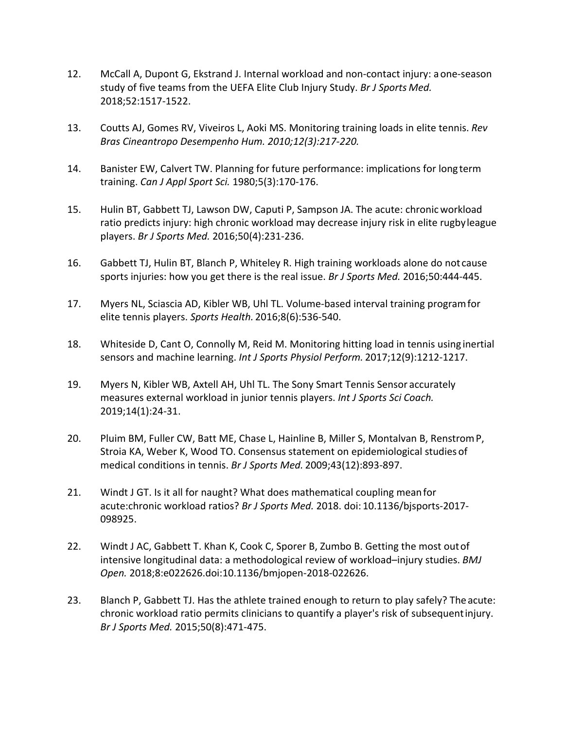12. McCall A, Dupont G, Ekstrand J. Internal workload and non-contact injury: a one-season study of five teams from the UEFA Elite Club Injury Study. *Br J Sports Med.* 2018;52:1517-1522.

13. Coutts AJ, Gomes RV, Viveiros L, Aoki MS. Monitoring training loads in elite tennis. *Rev Bras Cineantropo Desempenho Hum. 2010;12(3):217-220.*

14. Banister EW, Calvert TW. Planning for future performance: implications for long term training. *Can J Appl Sport Sci.* 1980;5(3):170-176.

15. Hulin BT, Gabbett TJ, Lawson DW, Caputi P, Sampson JA. The acute: chronic workload ratio predicts injury: high chronic workload may decrease injury risk in elite rugby league players. *Br J Sports Med.* 2016;50(4):231-236.

16. Gabbett TJ, Hulin BT, Blanch P, Whiteley R. High training workloads alone do not cause sports injuries: how you get there is the real issue. *Br J Sports Med.* 2016;50:444-445.

17. Myers NL, Sciascia AD, Kibler WB, Uhl TL. Volume-based interval training program for elite tennis players. *Sports Health.* 2016;8(6):536-540.

18. Whiteside D, Cant O, Connolly M, Reid M. Monitoring hitting load in tennis using inertial sensors and machine learning. *Int J Sports Physiol Perform.* 2017;12(9):1212-1217.

19. Myers N, Kibler WB, Axtell AH, Uhl TL. The Sony Smart Tennis Sensor accurately measures external workload in junior tennis players. *Int J Sports Sci Coach.* 2019;14(1):24-31.

20. Pluim BM, Fuller CW, Batt ME, Chase L, Hainline B, Miller S, Montalvan B, Renstrom P, Stroia KA, Weber K, Wood TO. Consensus statement on epidemiological studies of medical conditions in tennis. *Br J Sports Med.* 2009;43(12):893-897.

21. Windt J GT. Is it all for naught? What does mathematical coupling mean for acute:chronic workload ratios? *Br J Sports Med.* 2018. doi: 10.1136/bjsports-2017-098925.

22. Windt J AC, Gabbett T. Khan K, Cook C, Sporer B, Zumbo B. Getting the most out of intensive longitudinal data: a methodological review of workload–injury studies. *BMJ Open.* 2018;8:e022626.doi:10.1136/bmjopen-2018-022626.

23. Blanch P, Gabbett TJ. Has the athlete trained enough to return to play safely? The acute: chronic workload ratio permits clinicians to quantify a player's risk of subsequent injury. *Br J Sports Med.* 2015;50(8):471-475.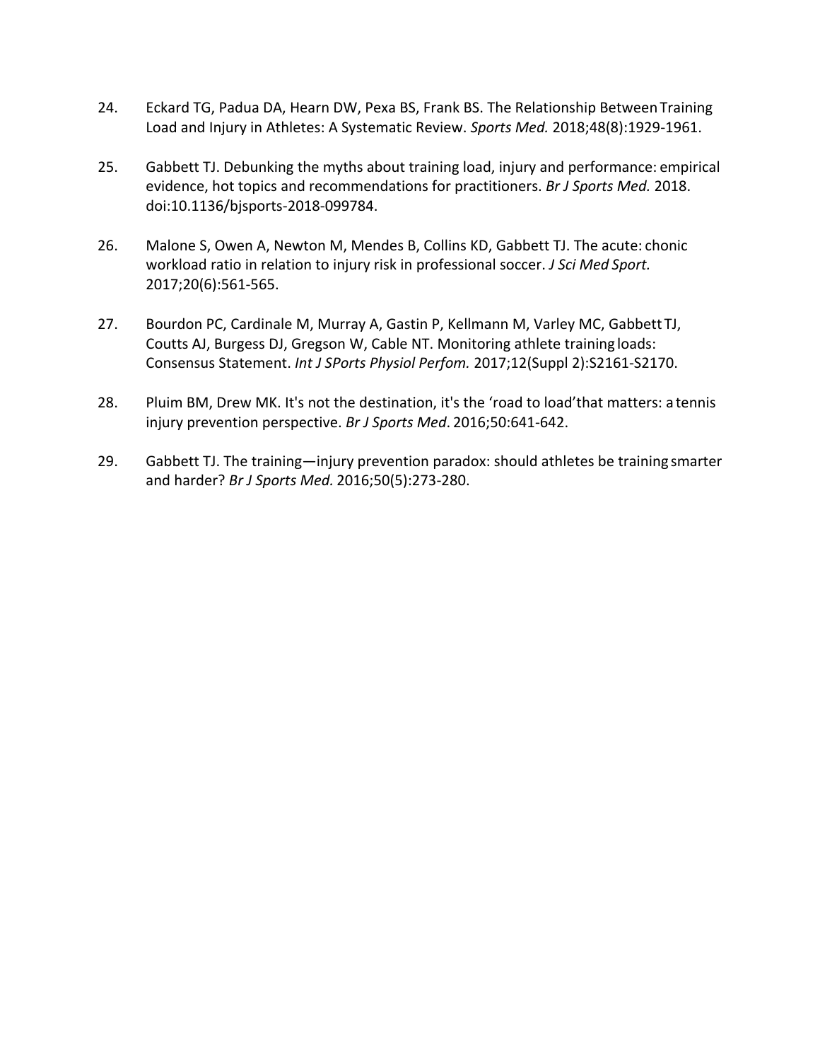24. Eckard TG, Padua DA, Hearn DW, Pexa BS, Frank BS. The Relationship Between Training Load and Injury in Athletes: A Systematic Review. *Sports Med.* 2018;48(8):1929-1961.

25. Gabbett TJ. Debunking the myths about training load, injury and performance: empirical evidence, hot topics and recommendations for practitioners. *Br J Sports Med.* 2018. doi:10.1136/bjsports-2018-099784.

26. Malone S, Owen A, Newton M, Mendes B, Collins KD, Gabbett TJ. The acute: chonic workload ratio in relation to injury risk in professional soccer. *J Sci Med Sport.* 2017;20(6):561-565.

27. Bourdon PC, Cardinale M, Murray A, Gastin P, Kellmann M, Varley MC, Gabbett TJ, Coutts AJ, Burgess DJ, Gregson W, Cable NT. Monitoring athlete training loads: Consensus Statement. *Int J SPorts Physiol Perfom.* 2017;12(Suppl 2):S2161-S2170.

28. Pluim BM, Drew MK. It's not the destination, it's the 'road to load'that matters: a tennis injury prevention perspective. *Br J Sports Med*. 2016;50:641-642.

29. Gabbett TJ. The training—injury prevention paradox: should athletes be training smarter and harder? *Br J Sports Med.* 2016;50(5):273-280.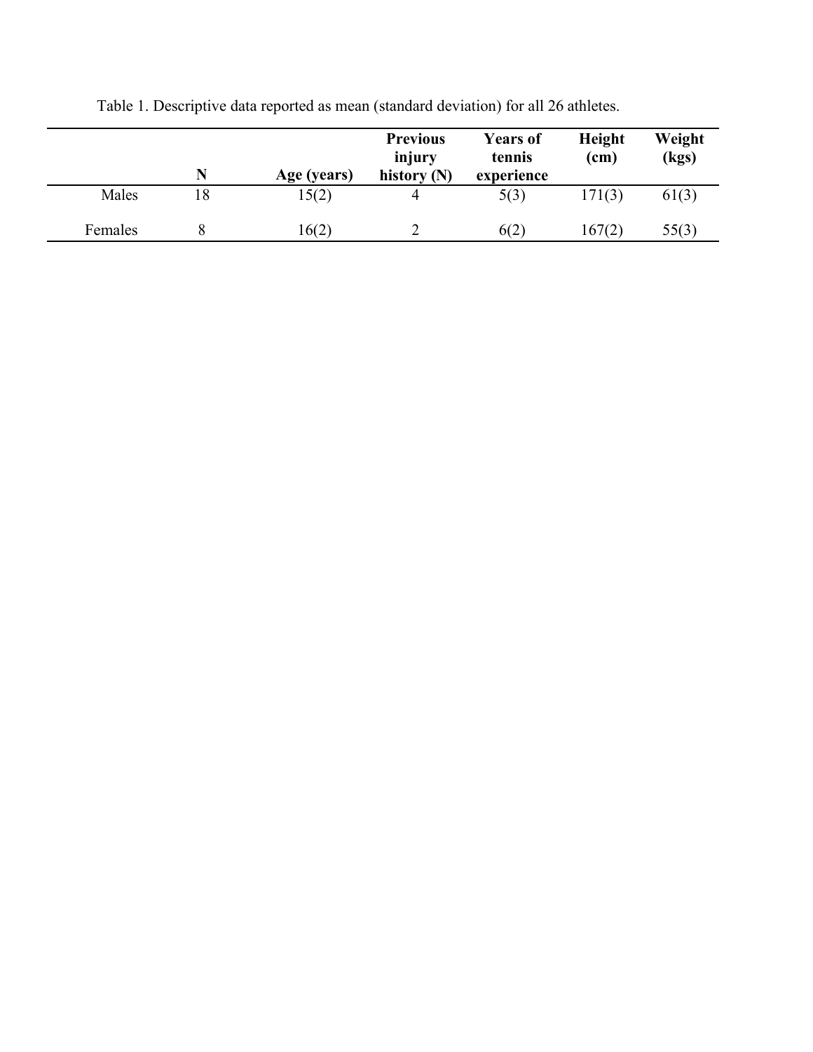Table 1. Descriptive data reported as mean (standard deviation) for all 26 athletes.

| | N | Age (years) | Previous injury history (N) | Years of tennis experience | Height (cm) | Weight (kgs) |
|---|---|---|---|---|---|---|
| Males | 18 | 15(2) | 4 | 5(3) | 171(3) | 61(3) |
| Females | 8 | 16(2) | 2 | 6(2) | 167(2) | 55(3) |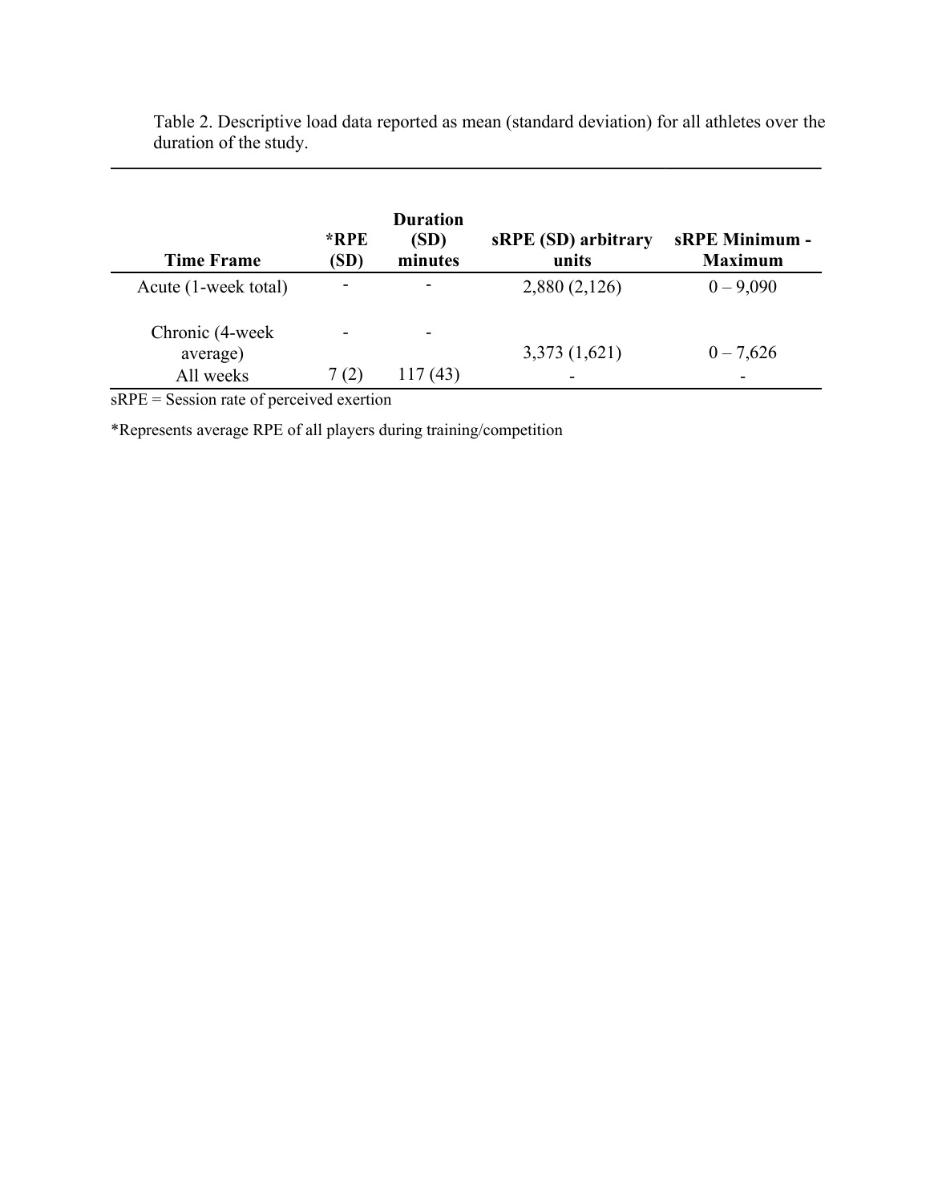Table 2. Descriptive load data reported as mean (standard deviation) for all athletes over the duration of the study.

| Time Frame | *RPE (SD) | Duration (SD) minutes | sRPE (SD) arbitrary units | sRPE Minimum - Maximum |
|---|---|---|---|---|
| Acute (1-week total) | - | - | 2,880 (2,126) | 0 – 9,090 |
| Chronic (4-week average) | - | - | 3,373 (1,621) | 0 – 7,626 |
| All weeks | 7 (2) | 117 (43) | - | - |

sRPE = Session rate of perceived exertion

*Represents average RPE of all players during training/competition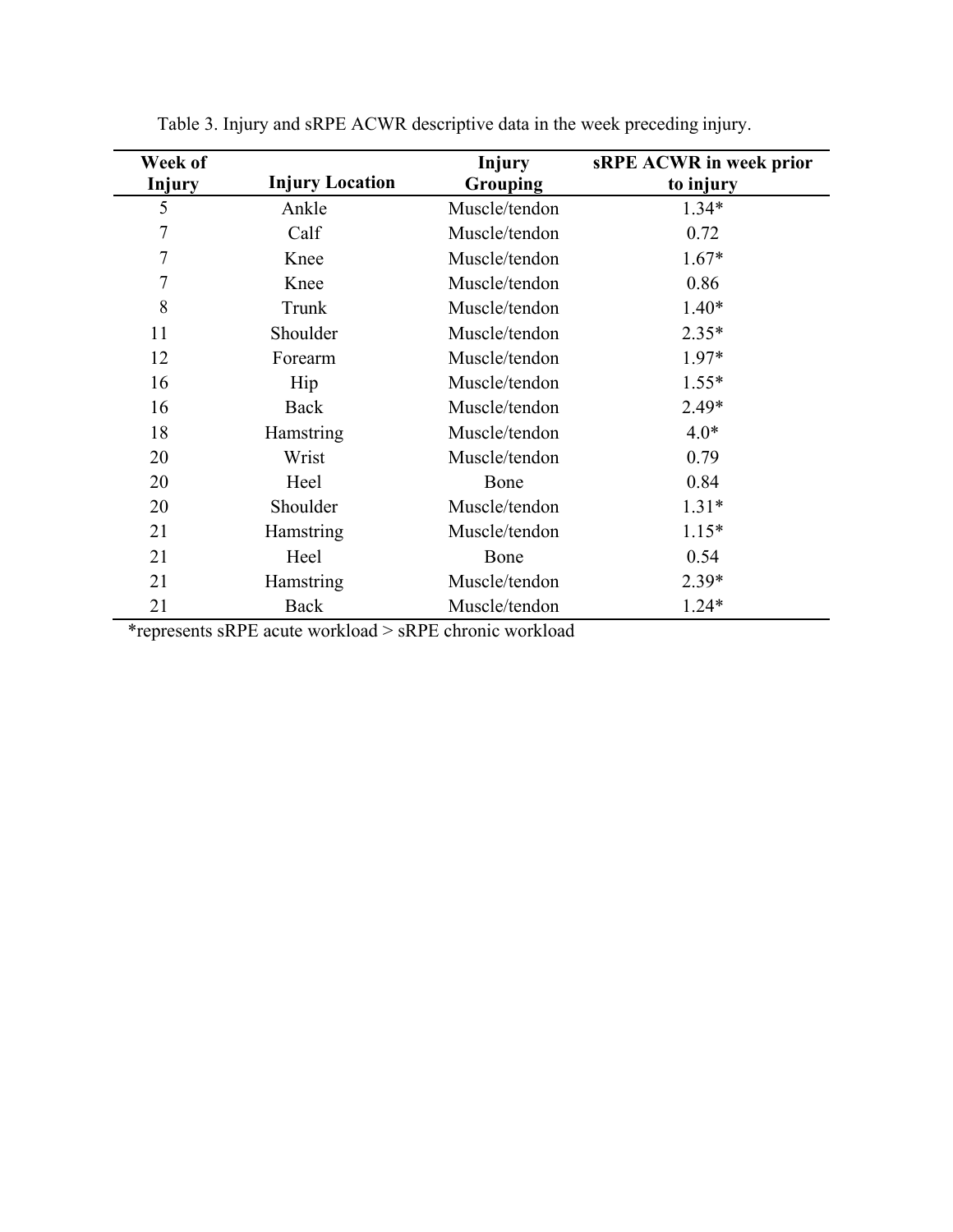Table 3. Injury and sRPE ACWR descriptive data in the week preceding injury.

| Week of Injury | Injury Location | Injury Grouping | sRPE ACWR in week prior to injury |
|---|---|---|---|
| 5 | Ankle | Muscle/tendon | 1.34* |
| 7 | Calf | Muscle/tendon | 0.72 |
| 7 | Knee | Muscle/tendon | 1.67* |
| 7 | Knee | Muscle/tendon | 0.86 |
| 8 | Trunk | Muscle/tendon | 1.40* |
| 11 | Shoulder | Muscle/tendon | 2.35* |
| 12 | Forearm | Muscle/tendon | 1.97* |
| 16 | Hip | Muscle/tendon | 1.55* |
| 16 | Back | Muscle/tendon | 2.49* |
| 18 | Hamstring | Muscle/tendon | 4.0* |
| 20 | Wrist | Muscle/tendon | 0.79 |
| 20 | Heel | Bone | 0.84 |
| 20 | Shoulder | Muscle/tendon | 1.31* |
| 21 | Hamstring | Muscle/tendon | 1.15* |
| 21 | Heel | Bone | 0.54 |
| 21 | Hamstring | Muscle/tendon | 2.39* |
| 21 | Back | Muscle/tendon | 1.24* |

*represents sRPE acute workload > sRPE chronic workload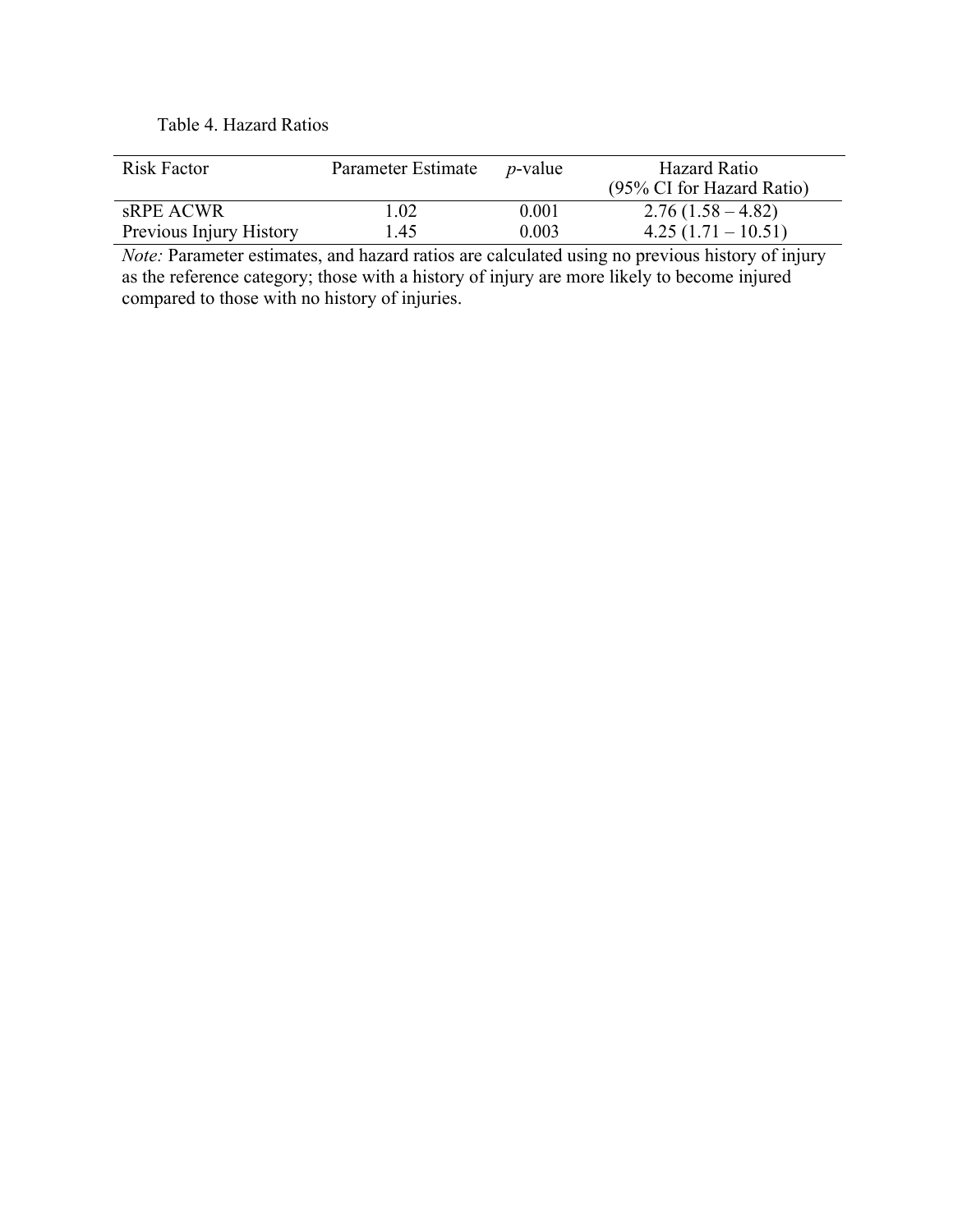Table 4. Hazard Ratios

| Risk Factor | Parameter Estimate | *p*-value | Hazard Ratio (95% CI for Hazard Ratio) |
|---|---|---|---|
| sRPE ACWR | 1.02 | 0.001 | 2.76 (1.58 – 4.82) |
| Previous Injury History | 1.45 | 0.003 | 4.25 (1.71 – 10.51) |

*Note:* Parameter estimates, and hazard ratios are calculated using no previous history of injury as the reference category; those with a history of injury are more likely to become injured compared to those with no history of injuries.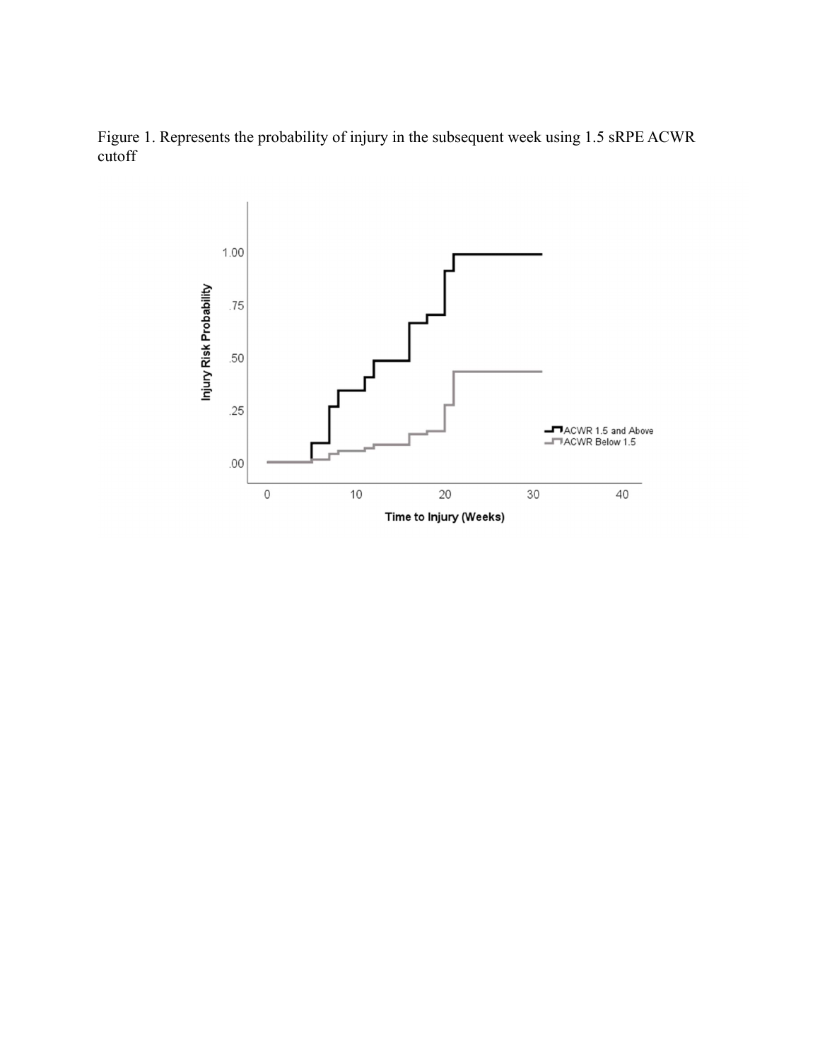Figure 1. Represents the probability of injury in the subsequent week using 1.5 sRPE ACWR cutoff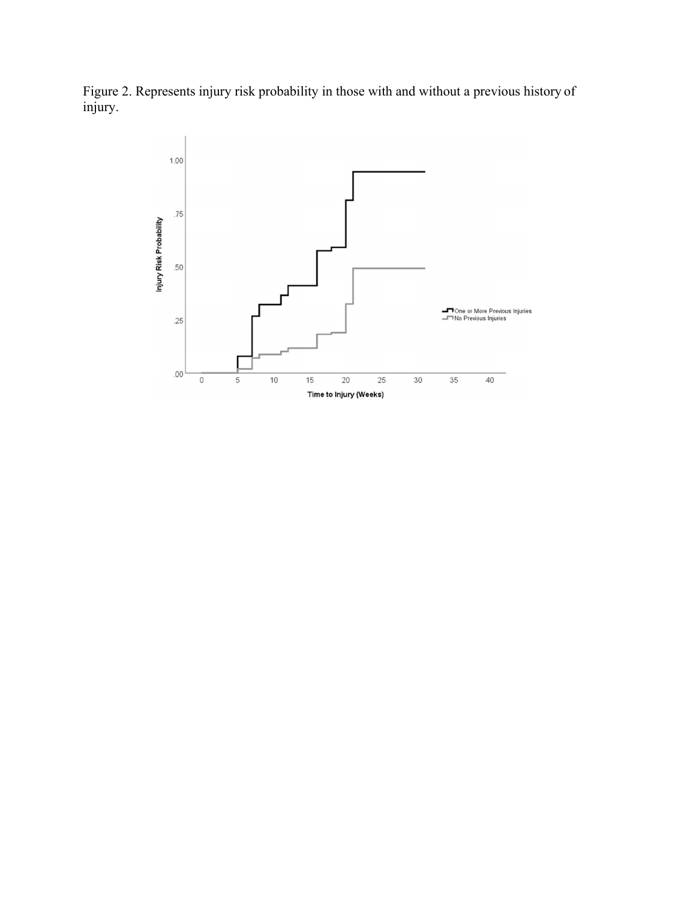Figure 2. Represents injury risk probability in those with and without a previous history of injury.

1.00
.75
.50
.25
.00
Injury Risk Probability
0
5
10
15
20
25
30
35
40
Time to Injury (Weeks)
One or More Previous Injuries
No Previous Injuries